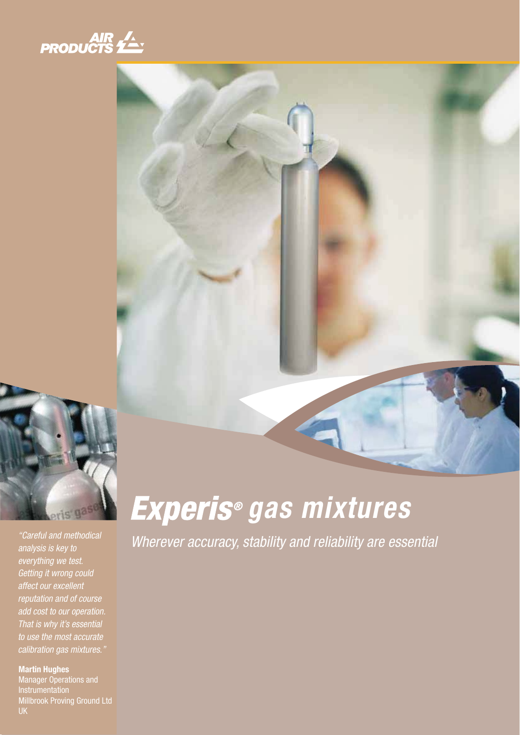AIR PRODUCTS

# *Experis® gas mixtures*

*Wherever accuracy, stability and reliability are essential*

*"Careful and methodical analysis is key to everything we test. Getting it wrong could affect our excellent reputation and of course add cost to our operation. That is why it's essential to use the most accurate calibration gas mixtures."*

**Martin Hughes**
Manager Operations and Instrumentation
Millbrook Proving Ground Ltd
UK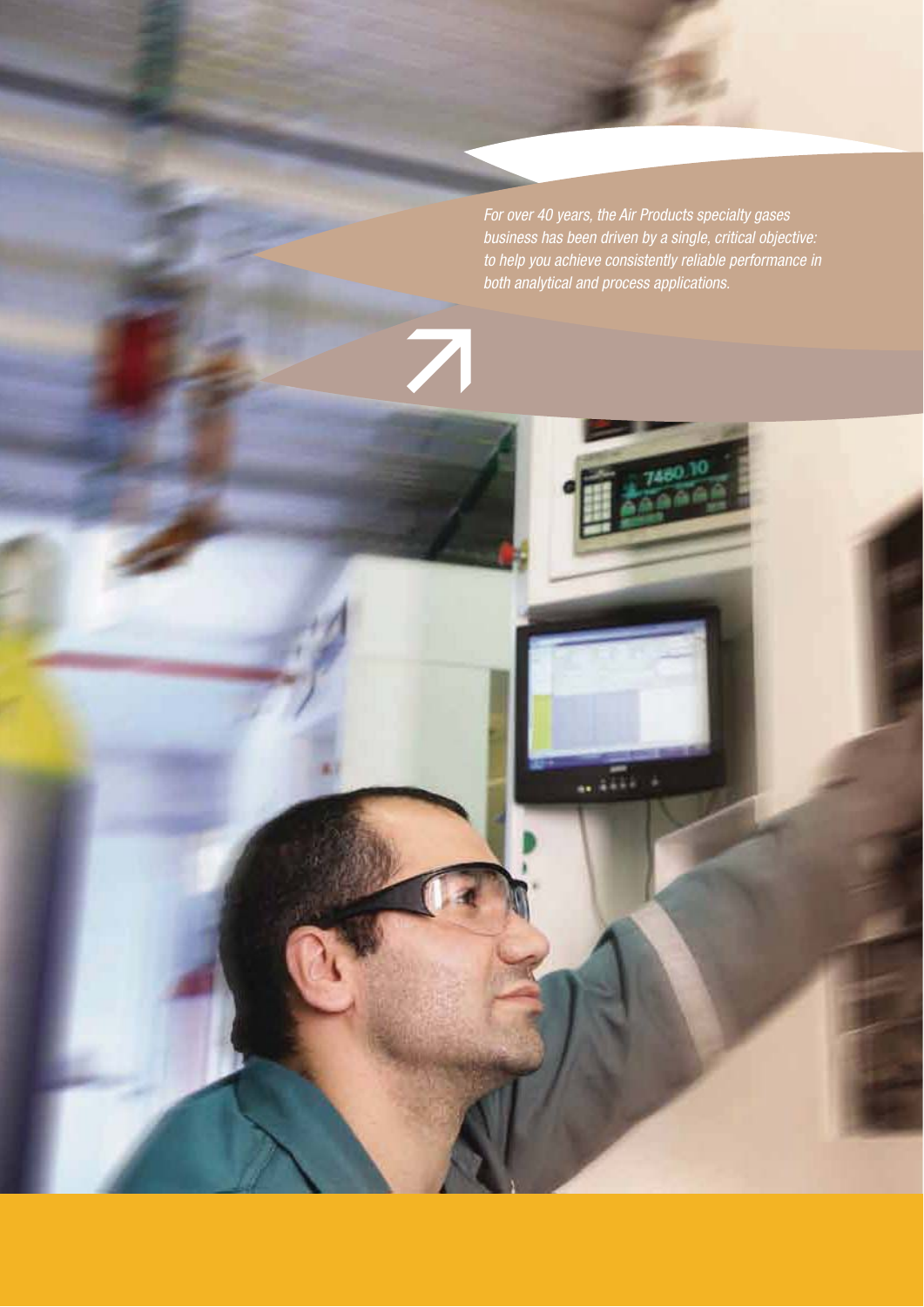*For over 40 years, the Air Products specialty gases business has been driven by a single, critical objective: to help you achieve consistently reliable performance in both analytical and process applications.*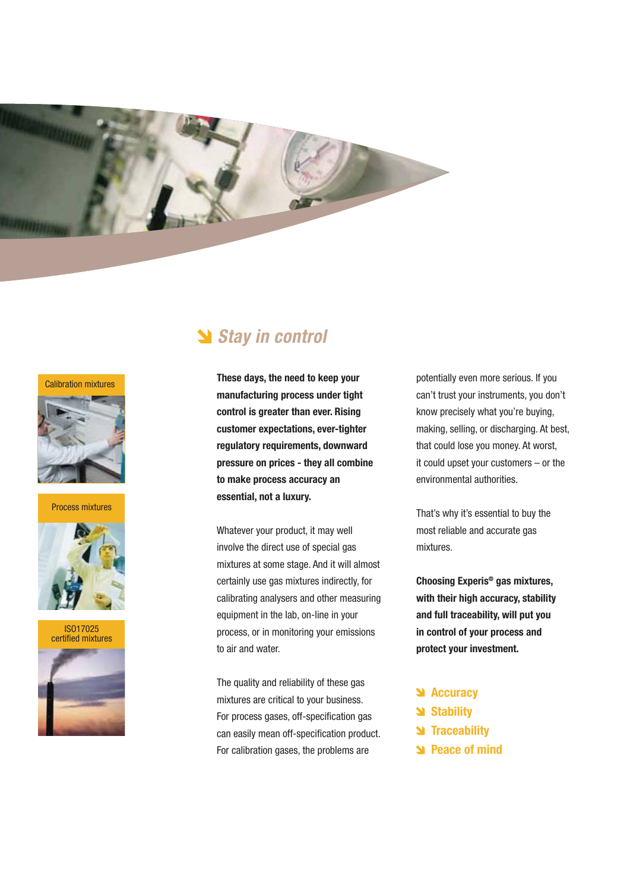Calibration mixtures

Process mixtures

ISO17025 certified mixtures

## Stay in control

**These days, the need to keep your manufacturing process under tight control is greater than ever. Rising customer expectations, ever-tighter regulatory requirements, downward pressure on prices - they all combine to make process accuracy an essential, not a luxury.**

Whatever your product, it may well involve the direct use of special gas mixtures at some stage. And it will almost certainly use gas mixtures indirectly, for calibrating analysers and other measuring equipment in the lab, on-line in your process, or in monitoring your emissions to air and water.

The quality and reliability of these gas mixtures are critical to your business. For process gases, off-specification gas can easily mean off-specification product. For calibration gases, the problems are potentially even more serious. If you can't trust your instruments, you don't know precisely what you're buying, making, selling, or discharging. At best, that could lose you money. At worst, it could upset your customers – or the environmental authorities.

That's why it's essential to buy the most reliable and accurate gas mixtures.

**Choosing Experis® gas mixtures, with their high accuracy, stability and full traceability, will put you in control of your process and protect your investment.**

- **Accuracy**
- **Stability**
- **Traceability**
- **Peace of mind**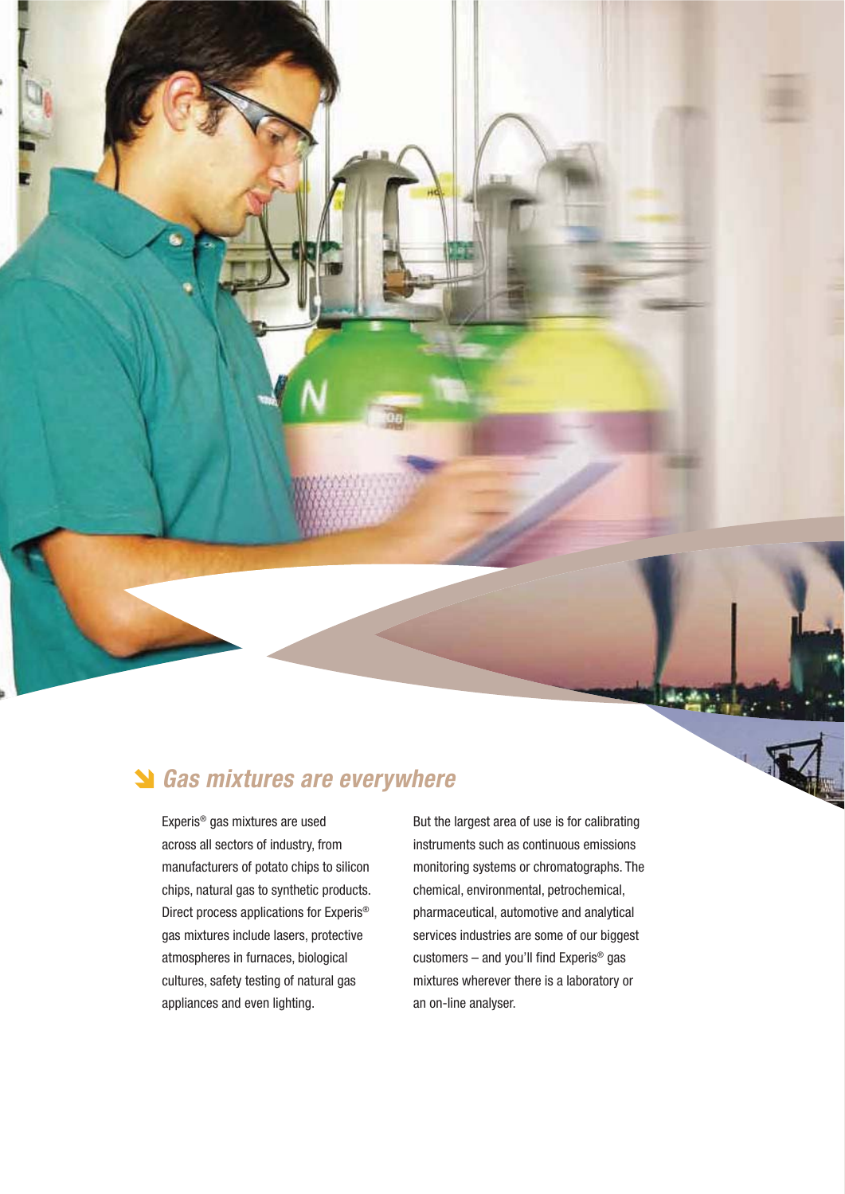## Gas mixtures are everywhere

Experis® gas mixtures are used across all sectors of industry, from manufacturers of potato chips to silicon chips, natural gas to synthetic products. Direct process applications for Experis® gas mixtures include lasers, protective atmospheres in furnaces, biological cultures, safety testing of natural gas appliances and even lighting.

But the largest area of use is for calibrating instruments such as continuous emissions monitoring systems or chromatographs. The chemical, environmental, petrochemical, pharmaceutical, automotive and analytical services industries are some of our biggest customers – and you'll find Experis® gas mixtures wherever there is a laboratory or an on-line analyser.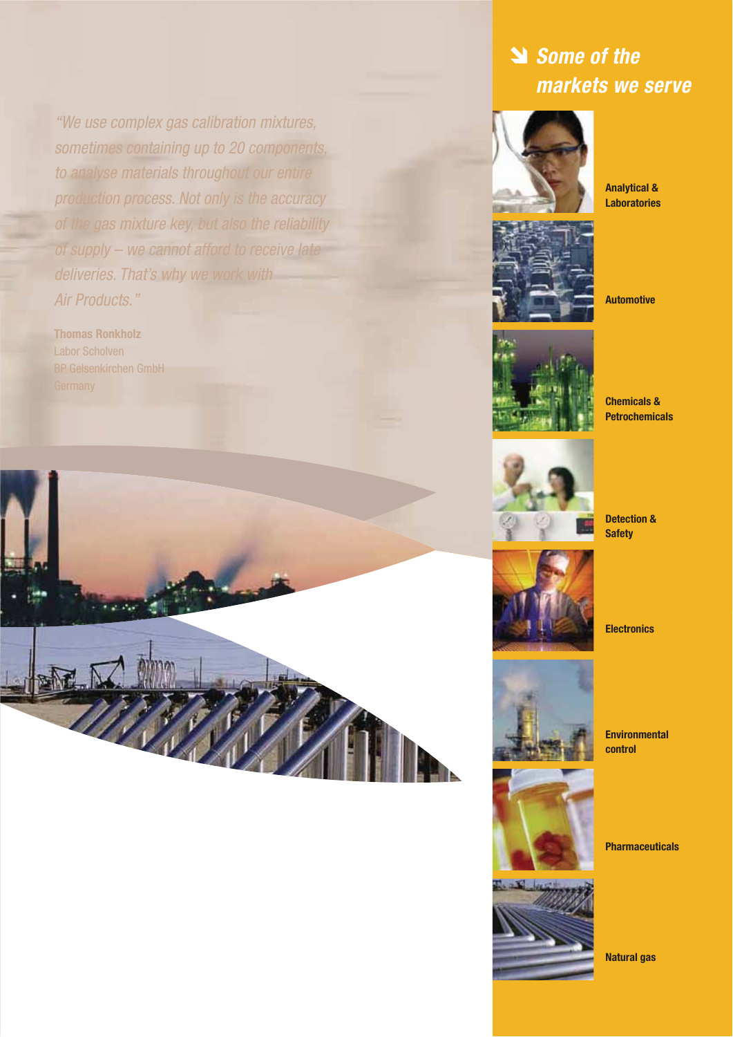> *"We use complex gas calibration mixtures, sometimes containing up to 20 components, to analyse materials throughout our entire production process. Not only is the accuracy of the gas mixture key, but also the reliability of supply – we cannot afford to receive late deliveries. That's why we work with Air Products."*
>
> **Thomas Ronkholz**
> Labor Scholven
> BP Gelsenkirchen GmbH
> Germany

## Some of the markets we serve

- **Analytical & Laboratories**
- **Automotive**
- **Chemicals & Petrochemicals**
- **Detection & Safety**
- **Electronics**
- **Environmental control**
- **Pharmaceuticals**
- **Natural gas**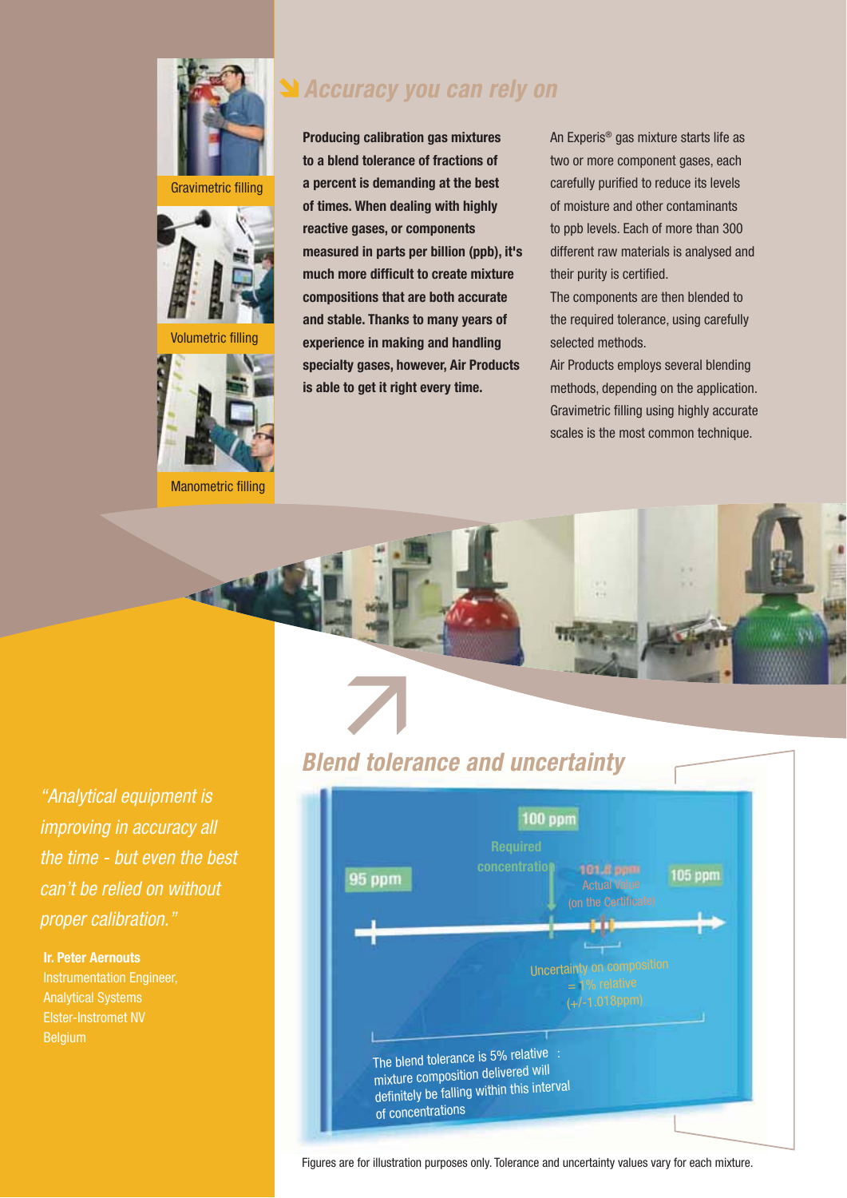Gravimetric filling

Volumetric filling

Manometric filling

## Accuracy you can rely on

**Producing calibration gas mixtures to a blend tolerance of fractions of a percent is demanding at the best of times. When dealing with highly reactive gases, or components measured in parts per billion (ppb), it's much more difficult to create mixture compositions that are both accurate and stable. Thanks to many years of experience in making and handling specialty gases, however, Air Products is able to get it right every time.**

An Experis® gas mixture starts life as two or more component gases, each carefully purified to reduce its levels of moisture and other contaminants to ppb levels. Each of more than 300 different raw materials is analysed and their purity is certified.

The components are then blended to the required tolerance, using carefully selected methods.

Air Products employs several blending methods, depending on the application. Gravimetric filling using highly accurate scales is the most common technique.

*"Analytical equipment is improving in accuracy all the time - but even the best can't be relied on without proper calibration."*

**Ir. Peter Aernouts**
Instrumentation Engineer,
Analytical Systems
Elster-Instromet NV
Belgium

## Blend tolerance and uncertainty

100 ppm

Required concentration

95 ppm

101.8 ppm
Actual Value
(on the Certificate)

105 ppm

Uncertainty on composition = 1% relative (+/-1.018ppm)

The blend tolerance is 5% relative : mixture composition delivered will definitely be falling within this interval of concentrations

Figures are for illustration purposes only. Tolerance and uncertainty values vary for each mixture.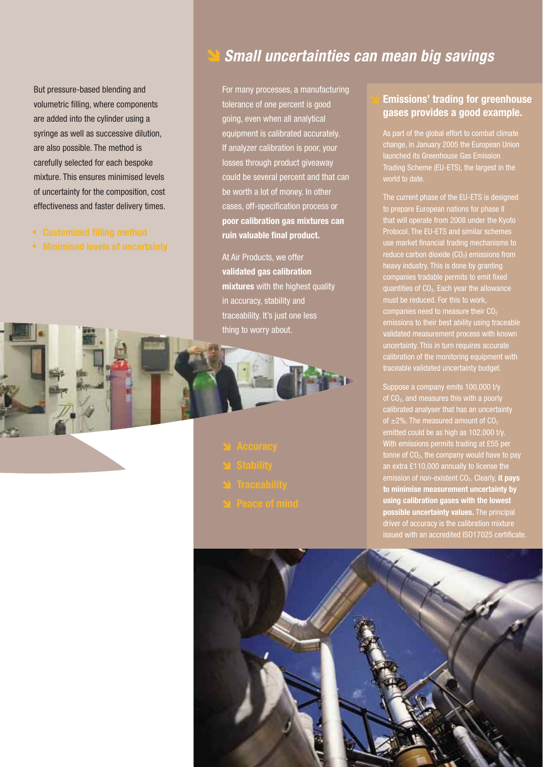But pressure-based blending and volumetric filling, where components are added into the cylinder using a syringe as well as successive dilution, are also possible. The method is carefully selected for each bespoke mixture. This ensures minimised levels of uncertainty for the composition, cost effectiveness and faster delivery times.

- Customised filling method
- Minimised levels of uncertainty

## *Small uncertainties can mean big savings*

For many processes, a manufacturing tolerance of one percent is good going, even when all analytical equipment is calibrated accurately. If analyzer calibration is poor, your losses through product giveaway could be several percent and that can be worth a lot of money. In other cases, off-specification process or **poor calibration gas mixtures can ruin valuable final product.**

At Air Products, we offer **validated gas calibration mixtures** with the highest quality in accuracy, stability and traceability. It's just one less thing to worry about.

- Accuracy
- Stability
- Traceability
- Peace of mind

### Emissions' trading for greenhouse gases provides a good example.

As part of the global effort to combat climate change, in January 2005 the European Union launched its Greenhouse Gas Emission Trading Scheme (EU-ETS), the largest in the world to date.

The current phase of the EU-ETS is designed to prepare European nations for phase II that will operate from 2008 under the Kyoto Protocol. The EU-ETS and similar schemes use market financial trading mechanisms to reduce carbon dioxide ($CO_2$) emissions from heavy industry. This is done by granting companies tradable permits to emit fixed quantities of $CO_2$. Each year the allowance must be reduced. For this to work, companies need to measure their $CO_2$ emissions to their best ability using traceable validated measurement process with known uncertainty. This in turn requires accurate calibration of the monitoring equipment with traceable validated uncertainty budget.

Suppose a company emits 100,000 t/y of $CO_2$, and measures this with a poorly calibrated analyser that has an uncertainty of ±2%. The measured amount of $CO_2$ emitted could be as high as 102,000 t/y. With emissions permits trading at £55 per tonne of $CO_2$, the company would have to pay an extra £110,000 annually to license the emission of non-existent $CO_2$. Clearly, **it pays to minimise measurement uncertainty by using calibration gases with the lowest possible uncertainty values.** The principal driver of accuracy is the calibration mixture issued with an accredited ISO17025 certificate.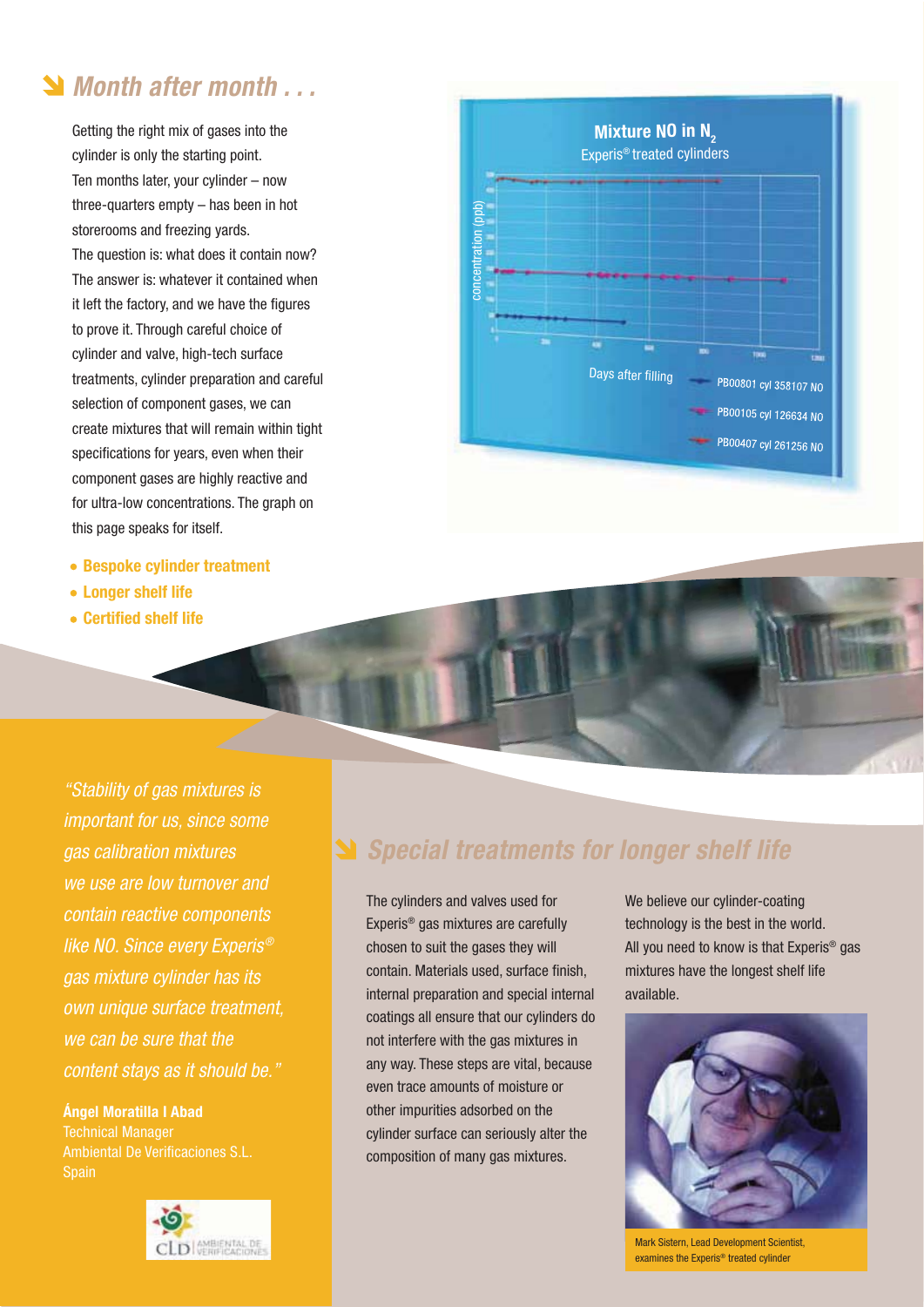## Month after month . . .

Getting the right mix of gases into the cylinder is only the starting point. Ten months later, your cylinder – now three-quarters empty – has been in hot storerooms and freezing yards. The question is: what does it contain now? The answer is: whatever it contained when it left the factory, and we have the figures to prove it. Through careful choice of cylinder and valve, high-tech surface treatments, cylinder preparation and careful selection of component gases, we can create mixtures that will remain within tight specifications for years, even when their component gases are highly reactive and for ultra-low concentrations. The graph on this page speaks for itself.

- **Bespoke cylinder treatment**
- **Longer shelf life**
- **Certified shelf life**

**Mixture NO in $N_2$**
Experis® treated cylinders

concentration (ppb)

Days after filling

- PB00801 cyl 358107 NO
- PB00105 cyl 126634 NO
- PB00407 cyl 261256 NO

*"Stability of gas mixtures is important for us, since some gas calibration mixtures we use are low turnover and contain reactive components like NO. Since every Experis® gas mixture cylinder has its own unique surface treatment, we can be sure that the content stays as it should be."*

**Ángel Moratilla I Abad**
Technical Manager
Ambiental De Verificaciones S.L.
Spain

## Special treatments for longer shelf life

The cylinders and valves used for Experis® gas mixtures are carefully chosen to suit the gases they will contain. Materials used, surface finish, internal preparation and special internal coatings all ensure that our cylinders do not interfere with the gas mixtures in any way. These steps are vital, because even trace amounts of moisture or other impurities adsorbed on the cylinder surface can seriously alter the composition of many gas mixtures.

We believe our cylinder-coating technology is the best in the world. All you need to know is that Experis® gas mixtures have the longest shelf life available.

Mark Sistern, Lead Development Scientist, examines the Experis® treated cylinder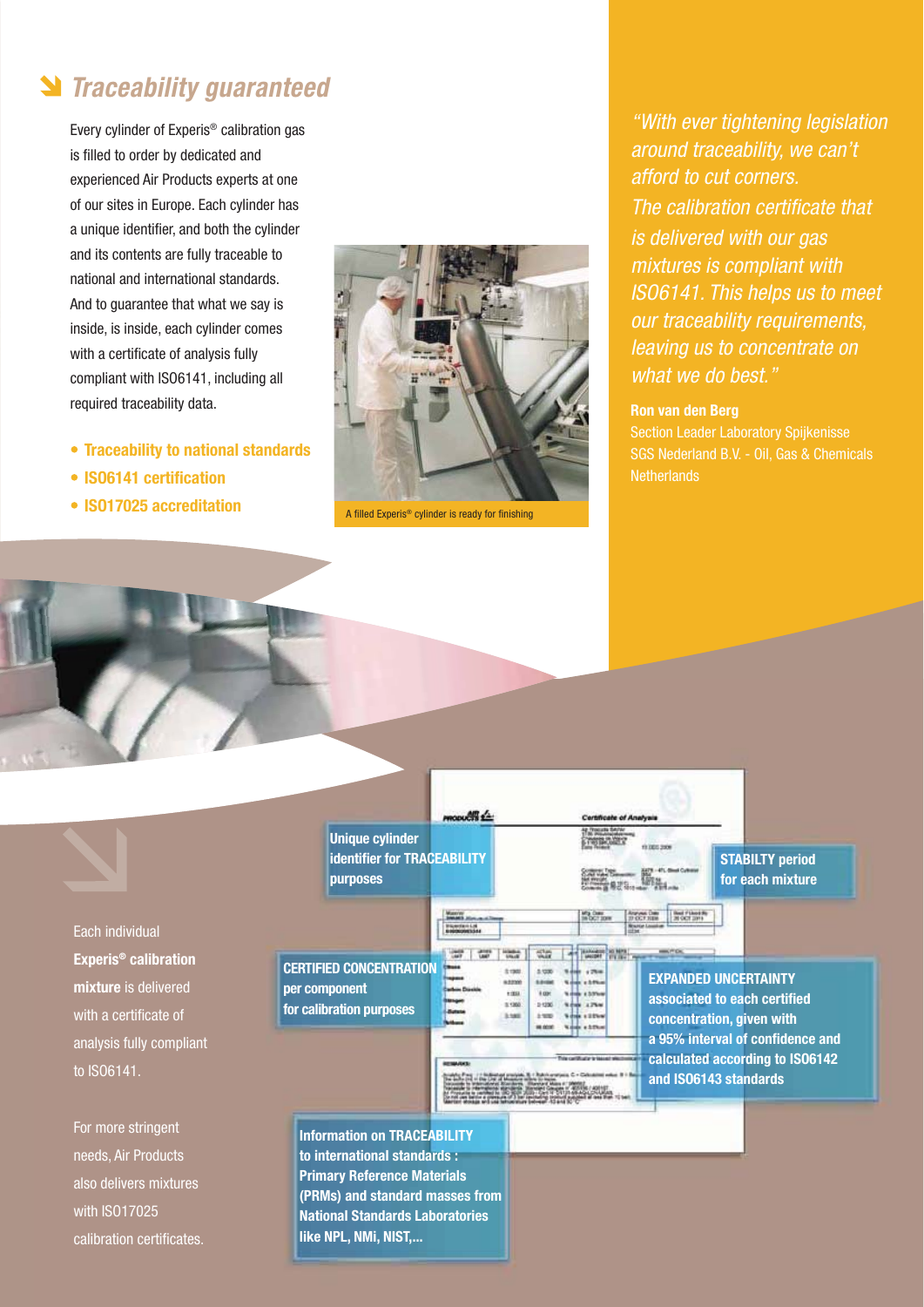## Traceability guaranteed

Every cylinder of Experis® calibration gas is filled to order by dedicated and experienced Air Products experts at one of our sites in Europe. Each cylinder has a unique identifier, and both the cylinder and its contents are fully traceable to national and international standards. And to guarantee that what we say is inside, is inside, each cylinder comes with a certificate of analysis fully compliant with ISO6141, including all required traceability data.

- **Traceability to national standards**
- **ISO6141 certification**
- **ISO17025 accreditation**

A filled Experis® cylinder is ready for finishing

*"With ever tightening legislation around traceability, we can't afford to cut corners. The calibration certificate that is delivered with our gas mixtures is compliant with ISO6141. This helps us to meet our traceability requirements, leaving us to concentrate on what we do best."*

**Ron van den Berg**
Section Leader Laboratory Spijkenisse
SGS Nederland B.V. - Oil, Gas & Chemicals
Netherlands

Each individual **Experis® calibration mixture** is delivered with a certificate of analysis fully compliant to ISO6141.

For more stringent needs, Air Products also delivers mixtures with ISO17025 calibration certificates.

**Unique cylinder identifier for TRACEABILITY purposes**

**STABILTY period for each mixture**

**CERTIFIED CONCENTRATION per component for calibration purposes**

**EXPANDED UNCERTAINTY associated to each certified concentration, given with a 95% interval of confidence and calculated according to ISO6142 and ISO6143 standards**

**Information on TRACEABILITY to international standards : Primary Reference Materials (PRMs) and standard masses from National Standards Laboratories like NPL, NMi, NIST,...**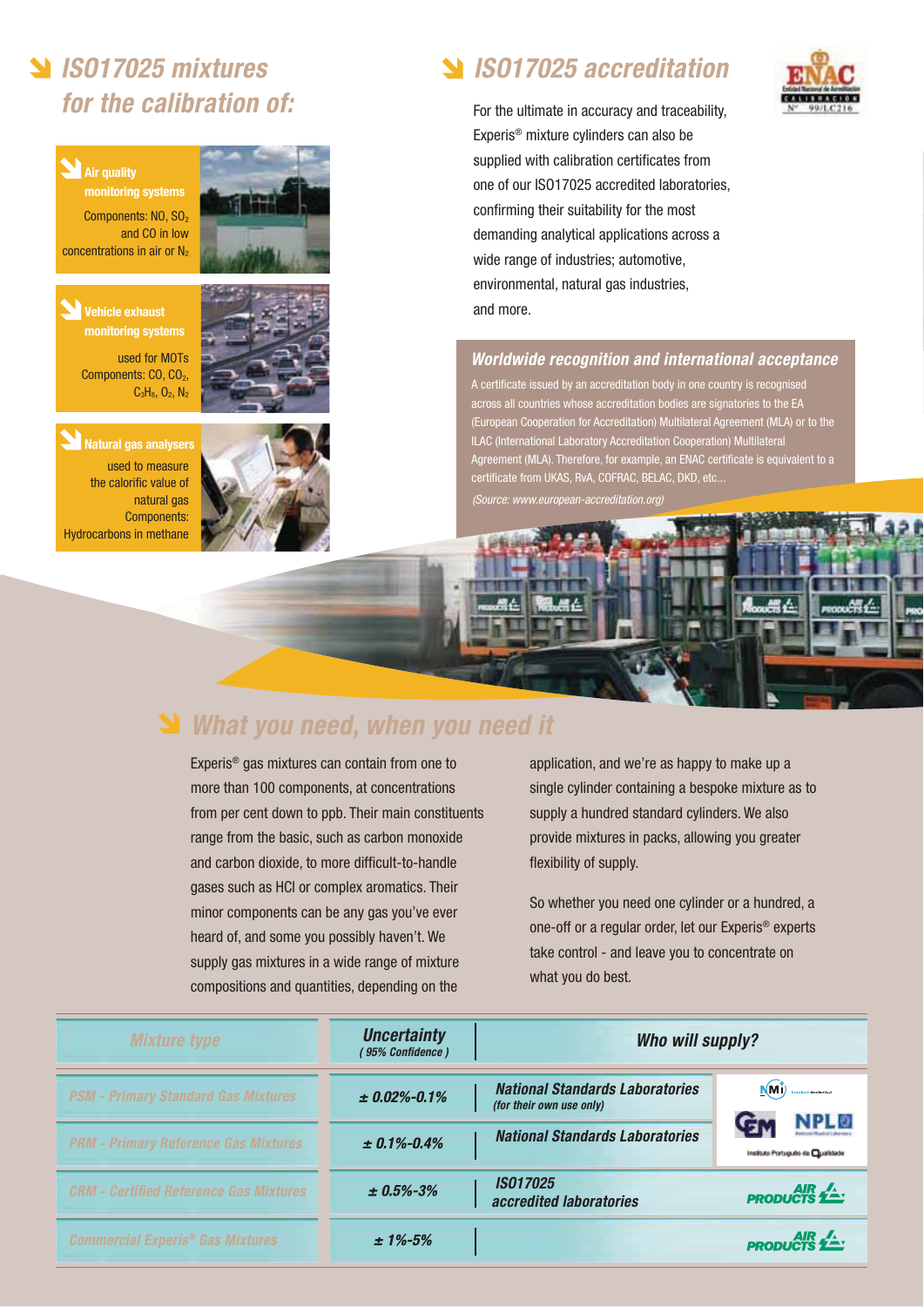## ISO17025 mixtures for the calibration of:

**Air quality monitoring systems**

Components: NO, $SO_2$ and CO in low concentrations in air or $N_2$

**Vehicle exhaust monitoring systems**

used for MOTs
Components: CO, $CO_2$, $C_3H_8$, $O_2$, $N_2$

**Natural gas analysers**

used to measure the calorific value of natural gas
Components: Hydrocarbons in methane

## ISO17025 accreditation

ENAC
Entidad Nacional de Acreditación
CALIBRACIÓN
Nº 99/LC216

For the ultimate in accuracy and traceability, Experis® mixture cylinders can also be supplied with calibration certificates from one of our ISO17025 accredited laboratories, confirming their suitability for the most demanding analytical applications across a wide range of industries; automotive, environmental, natural gas industries, and more.

### Worldwide recognition and international acceptance

A certificate issued by an accreditation body in one country is recognised across all countries whose accreditation bodies are signatories to the EA (European Cooperation for Accreditation) Multilateral Agreement (MLA) or to the ILAC (International Laboratory Accreditation Cooperation) Multilateral Agreement (MLA). Therefore, for example, an ENAC certificate is equivalent to a certificate from UKAS, RvA, COFRAC, BELAC, DKD, etc...

*(Source: www.european-accreditation.org)*

## What you need, when you need it

Experis® gas mixtures can contain from one to more than 100 components, at concentrations from per cent down to ppb. Their main constituents range from the basic, such as carbon monoxide and carbon dioxide, to more difficult-to-handle gases such as HCl or complex aromatics. Their minor components can be any gas you've ever heard of, and some you possibly haven't. We supply gas mixtures in a wide range of mixture compositions and quantities, depending on the application, and we're as happy to make up a single cylinder containing a bespoke mixture as to supply a hundred standard cylinders. We also provide mixtures in packs, allowing you greater flexibility of supply.

So whether you need one cylinder or a hundred, a one-off or a regular order, let our Experis® experts take control - and leave you to concentrate on what you do best.

| Mixture type | Uncertainty (95% Confidence) | Who will supply? | |
|---|---|---|---|
| PSM - Primary Standard Gas Mixtures | ± 0.02%-0.1% | National Standards Laboratories (for their own use only) | NMi, CEM, NPL, Instituto Português da Qualidade |
| PRM - Primary Reference Gas Mixtures | ± 0.1%-0.4% | National Standards Laboratories | |
| CRM - Certified Reference Gas Mixtures | ± 0.5%-3% | ISO17025 accredited laboratories | Air Products |
| Commercial Experis® Gas Mixtures | ± 1%-5% | | Air Products |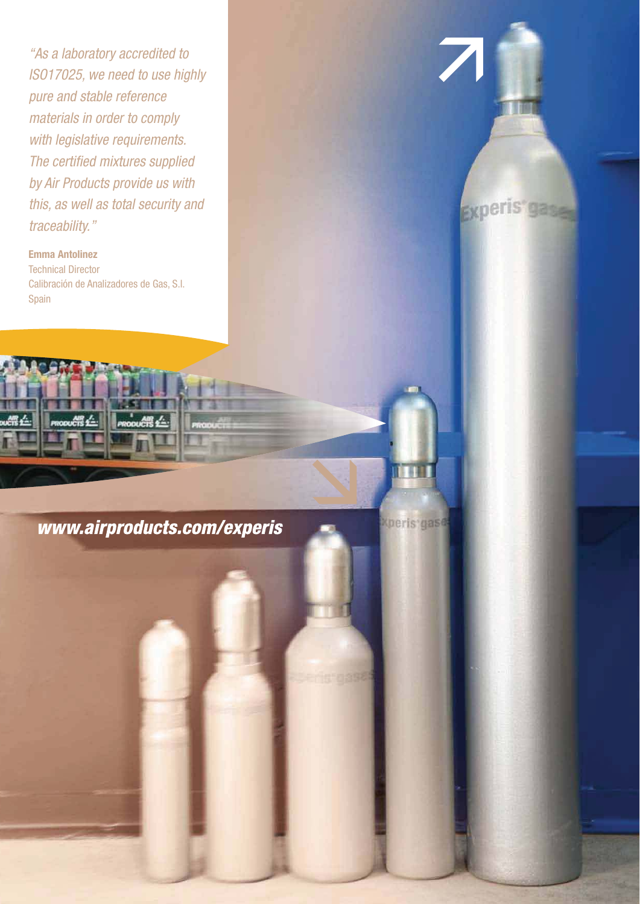*"As a laboratory accredited to ISO17025, we need to use highly pure and stable reference materials in order to comply with legislative requirements. The certified mixtures supplied by Air Products provide us with this, as well as total security and traceability."*

**Emma Antolinez**
Technical Director
Calibración de Analizadores de Gas, S.l.
Spain

***www.airproducts.com/experis***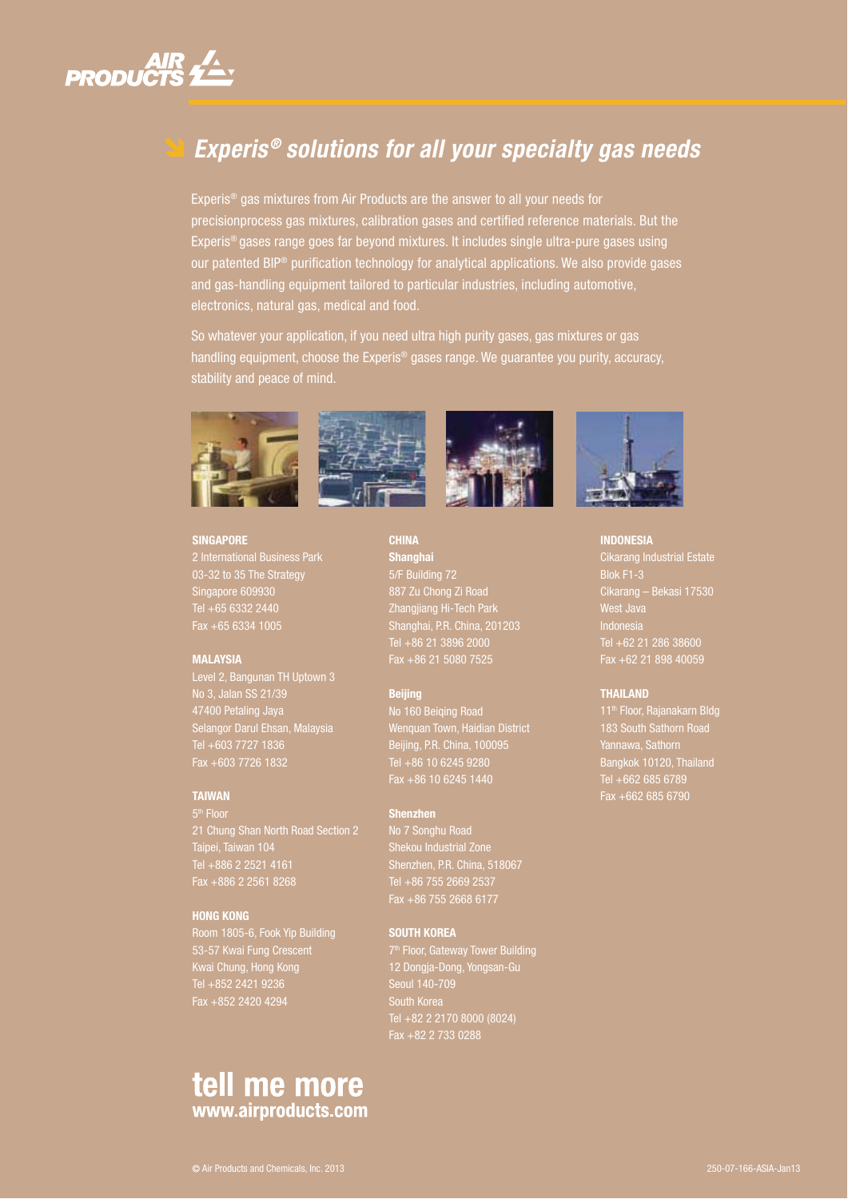AIR PRODUCTS

## Experis® solutions for all your specialty gas needs

Experis® gas mixtures from Air Products are the answer to all your needs for precisionprocess gas mixtures, calibration gases and certified reference materials. But the Experis® gases range goes far beyond mixtures. It includes single ultra-pure gases using our patented BIP® purification technology for analytical applications. We also provide gases and gas-handling equipment tailored to particular industries, including automotive, electronics, natural gas, medical and food.

So whatever your application, if you need ultra high purity gases, gas mixtures or gas handling equipment, choose the Experis® gases range. We guarantee you purity, accuracy, stability and peace of mind.

**SINGAPORE**
2 International Business Park
03-32 to 35 The Strategy
Singapore 609930
Tel +65 6332 2440
Fax +65 6334 1005

**MALAYSIA**
Level 2, Bangunan TH Uptown 3
No 3, Jalan SS 21/39
47400 Petaling Jaya
Selangor Darul Ehsan, Malaysia
Tel +603 7727 1836
Fax +603 7726 1832

**TAIWAN**
5th Floor
21 Chung Shan North Road Section 2
Taipei, Taiwan 104
Tel +886 2 2521 4161
Fax +886 2 2561 8268

**HONG KONG**
Room 1805-6, Fook Yip Building
53-57 Kwai Fung Crescent
Kwai Chung, Hong Kong
Tel +852 2421 9236
Fax +852 2420 4294

**CHINA**

**Shanghai**
5/F Building 72
887 Zu Chong Zi Road
Zhangjiang Hi-Tech Park
Shanghai, P.R. China, 201203
Tel +86 21 3896 2000
Fax +86 21 5080 7525

**Beijing**
No 160 Beiqing Road
Wenquan Town, Haidian District
Beijing, P.R. China, 100095
Tel +86 10 6245 9280
Fax +86 10 6245 1440

**Shenzhen**
No 7 Songhu Road
Shekou Industrial Zone
Shenzhen, P.R. China, 518067
Tel +86 755 2669 2537
Fax +86 755 2668 6177

**SOUTH KOREA**
7th Floor, Gateway Tower Building
12 Dongja-Dong, Yongsan-Gu
Seoul 140-709
South Korea
Tel +82 2 2170 8000 (8024)
Fax +82 2 733 0288

**INDONESIA**
Cikarang Industrial Estate
Blok F1-3
Cikarang – Bekasi 17530
West Java
Indonesia
Tel +62 21 286 38600
Fax +62 21 898 40059

**THAILAND**
11th Floor, Rajanakarn Bldg
183 South Sathorn Road
Yannawa, Sathorn
Bangkok 10120, Thailand
Tel +662 685 6789
Fax +662 685 6790

# tell me more
**www.airproducts.com**

© Air Products and Chemicals, Inc. 2013

250-07-166-ASIA-Jan13